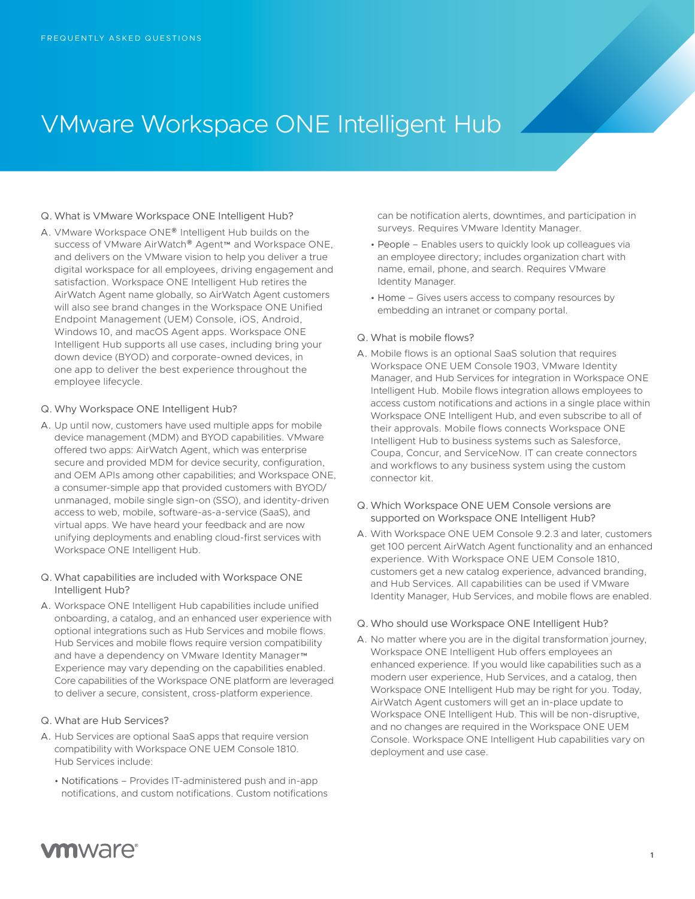FREQUENTLY ASKED QUESTIONS

# VMware Workspace ONE Intelligent Hub

Q. What is VMware Workspace ONE Intelligent Hub?

A. VMware Workspace ONE® Intelligent Hub builds on the success of VMware AirWatch® Agent™ and Workspace ONE, and delivers on the VMware vision to help you deliver a true digital workspace for all employees, driving engagement and satisfaction. Workspace ONE Intelligent Hub retires the AirWatch Agent name globally, so AirWatch Agent customers will also see brand changes in the Workspace ONE Unified Endpoint Management (UEM) Console, iOS, Android, Windows 10, and macOS Agent apps. Workspace ONE Intelligent Hub supports all use cases, including bring your down device (BYOD) and corporate-owned devices, in one app to deliver the best experience throughout the employee lifecycle.

Q. Why Workspace ONE Intelligent Hub?

A. Up until now, customers have used multiple apps for mobile device management (MDM) and BYOD capabilities. VMware offered two apps: AirWatch Agent, which was enterprise secure and provided MDM for device security, configuration, and OEM APIs among other capabilities; and Workspace ONE, a consumer-simple app that provided customers with BYOD/ unmanaged, mobile single sign-on (SSO), and identity-driven access to web, mobile, software-as-a-service (SaaS), and virtual apps. We have heard your feedback and are now unifying deployments and enabling cloud-first services with Workspace ONE Intelligent Hub.

Q. What capabilities are included with Workspace ONE Intelligent Hub?

A. Workspace ONE Intelligent Hub capabilities include unified onboarding, a catalog, and an enhanced user experience with optional integrations such as Hub Services and mobile flows. Hub Services and mobile flows require version compatibility and have a dependency on VMware Identity Manager™ Experience may vary depending on the capabilities enabled. Core capabilities of the Workspace ONE platform are leveraged to deliver a secure, consistent, cross-platform experience.

Q. What are Hub Services?

A. Hub Services are optional SaaS apps that require version compatibility with Workspace ONE UEM Console 1810. Hub Services include:

- Notifications – Provides IT-administered push and in-app notifications, and custom notifications. Custom notifications can be notification alerts, downtimes, and participation in surveys. Requires VMware Identity Manager.
- People – Enables users to quickly look up colleagues via an employee directory; includes organization chart with name, email, phone, and search. Requires VMware Identity Manager.
- Home – Gives users access to company resources by embedding an intranet or company portal.

Q. What is mobile flows?

A. Mobile flows is an optional SaaS solution that requires Workspace ONE UEM Console 1903, VMware Identity Manager, and Hub Services for integration in Workspace ONE Intelligent Hub. Mobile flows integration allows employees to access custom notifications and actions in a single place within Workspace ONE Intelligent Hub, and even subscribe to all of their approvals. Mobile flows connects Workspace ONE Intelligent Hub to business systems such as Salesforce, Coupa, Concur, and ServiceNow. IT can create connectors and workflows to any business system using the custom connector kit.

Q. Which Workspace ONE UEM Console versions are supported on Workspace ONE Intelligent Hub?

A. With Workspace ONE UEM Console 9.2.3 and later, customers get 100 percent AirWatch Agent functionality and an enhanced experience. With Workspace ONE UEM Console 1810, customers get a new catalog experience, advanced branding, and Hub Services. All capabilities can be used if VMware Identity Manager, Hub Services, and mobile flows are enabled.

Q. Who should use Workspace ONE Intelligent Hub?

A. No matter where you are in the digital transformation journey, Workspace ONE Intelligent Hub offers employees an enhanced experience. If you would like capabilities such as a modern user experience, Hub Services, and a catalog, then Workspace ONE Intelligent Hub may be right for you. Today, AirWatch Agent customers will get an in-place update to Workspace ONE Intelligent Hub. This will be non-disruptive, and no changes are required in the Workspace ONE UEM Console. Workspace ONE Intelligent Hub capabilities vary on deployment and use case.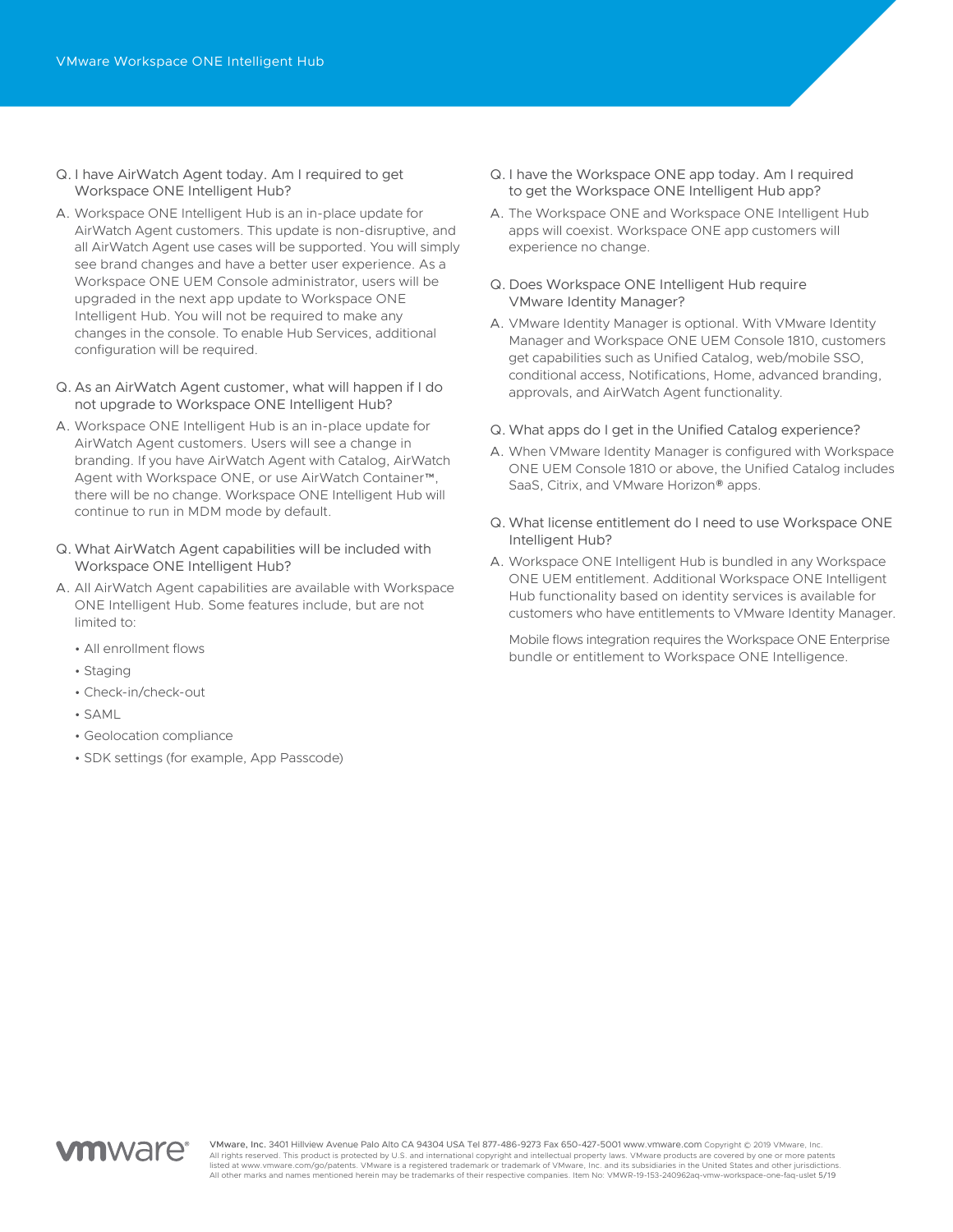Q. I have AirWatch Agent today. Am I required to get Workspace ONE Intelligent Hub?

A. Workspace ONE Intelligent Hub is an in-place update for AirWatch Agent customers. This update is non-disruptive, and all AirWatch Agent use cases will be supported. You will simply see brand changes and have a better user experience. As a Workspace ONE UEM Console administrator, users will be upgraded in the next app update to Workspace ONE Intelligent Hub. You will not be required to make any changes in the console. To enable Hub Services, additional configuration will be required.

Q. As an AirWatch Agent customer, what will happen if I do not upgrade to Workspace ONE Intelligent Hub?

A. Workspace ONE Intelligent Hub is an in-place update for AirWatch Agent customers. Users will see a change in branding. If you have AirWatch Agent with Catalog, AirWatch Agent with Workspace ONE, or use AirWatch Container™, there will be no change. Workspace ONE Intelligent Hub will continue to run in MDM mode by default.

Q. What AirWatch Agent capabilities will be included with Workspace ONE Intelligent Hub?

A. All AirWatch Agent capabilities are available with Workspace ONE Intelligent Hub. Some features include, but are not limited to:

- All enrollment flows
- Staging
- Check-in/check-out
- SAML
- Geolocation compliance
- SDK settings (for example, App Passcode)

Q. I have the Workspace ONE app today. Am I required to get the Workspace ONE Intelligent Hub app?

A. The Workspace ONE and Workspace ONE Intelligent Hub apps will coexist. Workspace ONE app customers will experience no change.

Q. Does Workspace ONE Intelligent Hub require VMware Identity Manager?

A. VMware Identity Manager is optional. With VMware Identity Manager and Workspace ONE UEM Console 1810, customers get capabilities such as Unified Catalog, web/mobile SSO, conditional access, Notifications, Home, advanced branding, approvals, and AirWatch Agent functionality.

Q. What apps do I get in the Unified Catalog experience?

A. When VMware Identity Manager is configured with Workspace ONE UEM Console 1810 or above, the Unified Catalog includes SaaS, Citrix, and VMware Horizon® apps.

Q. What license entitlement do I need to use Workspace ONE Intelligent Hub?

A. Workspace ONE Intelligent Hub is bundled in any Workspace ONE UEM entitlement. Additional Workspace ONE Intelligent Hub functionality based on identity services is available for customers who have entitlements to VMware Identity Manager.

Mobile flows integration requires the Workspace ONE Enterprise bundle or entitlement to Workspace ONE Intelligence.

VMware, Inc. 3401 Hillview Avenue Palo Alto CA 94304 USA Tel 877-486-9273 Fax 650-427-5001 www.vmware.com Copyright © 2019 VMware, Inc. All rights reserved. This product is protected by U.S. and international copyright and intellectual property laws. VMware products are covered by one or more patents listed at www.vmware.com/go/patents. VMware is a registered trademark or trademark of VMware, Inc. and its subsidiaries in the United States and other jurisdictions. All other marks and names mentioned herein may be trademarks of their respective companies. Item No: VMWR-19-153-240962aq-vmw-workspace-one-faq-uslet 5/19